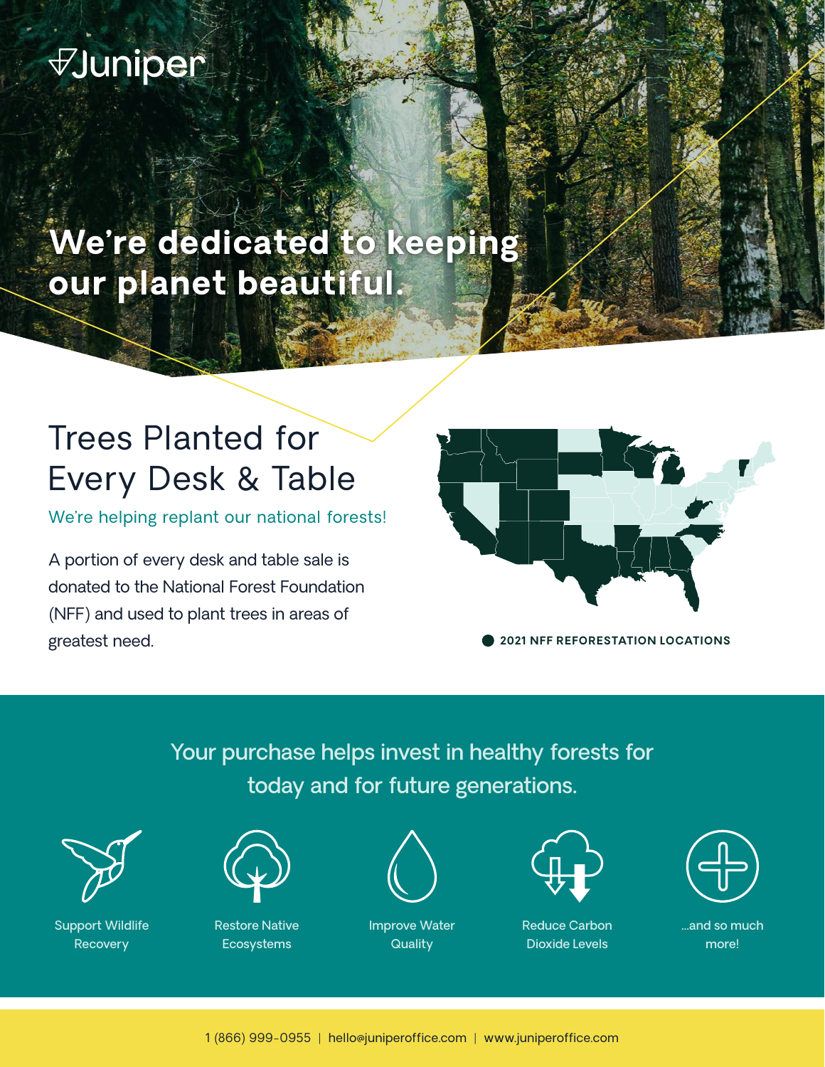Juniper

# We're dedicated to keeping our planet beautiful.

## Trees Planted for Every Desk & Table

We're helping replant our national forests!

A portion of every desk and table sale is donated to the National Forest Foundation (NFF) and used to plant trees in areas of greatest need.

**2021 NFF REFORESTATION LOCATIONS**

### Your purchase helps invest in healthy forests for today and for future generations.

- Support Wildlife Recovery
- Restore Native Ecosystems
- Improve Water Quality
- Reduce Carbon Dioxide Levels
- ...and so much more!

1 (866) 999-0955 | hello@juniperoffice.com | www.juniperoffice.com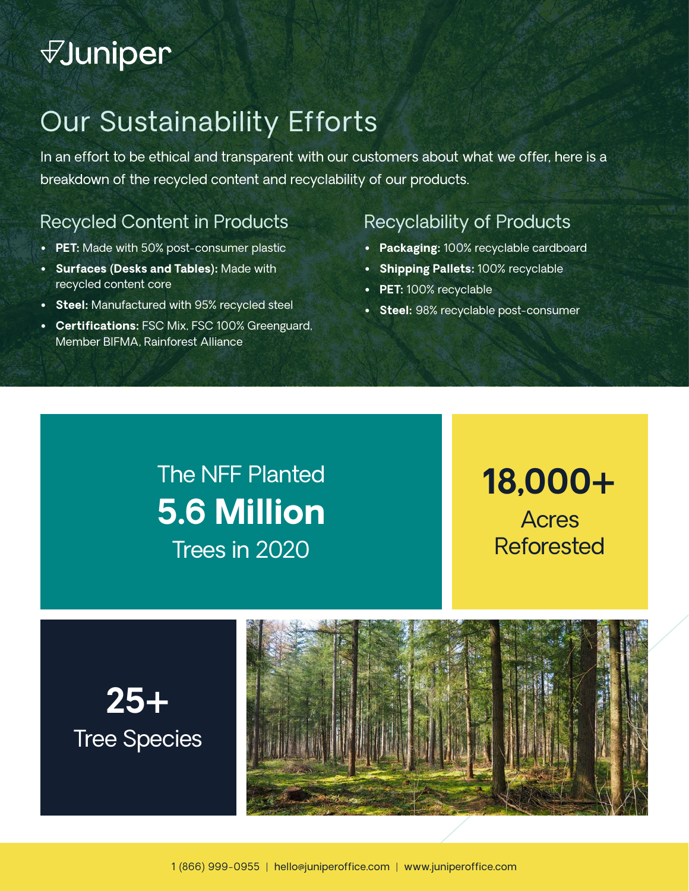Juniper

# Our Sustainability Efforts

In an effort to be ethical and transparent with our customers about what we offer, here is a breakdown of the recycled content and recyclability of our products.

## Recycled Content in Products

- **PET:** Made with 50% post-consumer plastic
- **Surfaces (Desks and Tables):** Made with recycled content core
- **Steel:** Manufactured with 95% recycled steel
- **Certifications:** FSC Mix, FSC 100% Greenguard, Member BIFMA, Rainforest Alliance

## Recyclability of Products

- **Packaging:** 100% recyclable cardboard
- **Shipping Pallets:** 100% recyclable
- **PET:** 100% recyclable
- **Steel:** 98% recyclable post-consumer

The NFF Planted
**5.6 Million**
Trees in 2020

**18,000+**
Acres Reforested

**25+**
Tree Species

1 (866) 999-0955 | hello@juniperoffice.com | www.juniperoffice.com